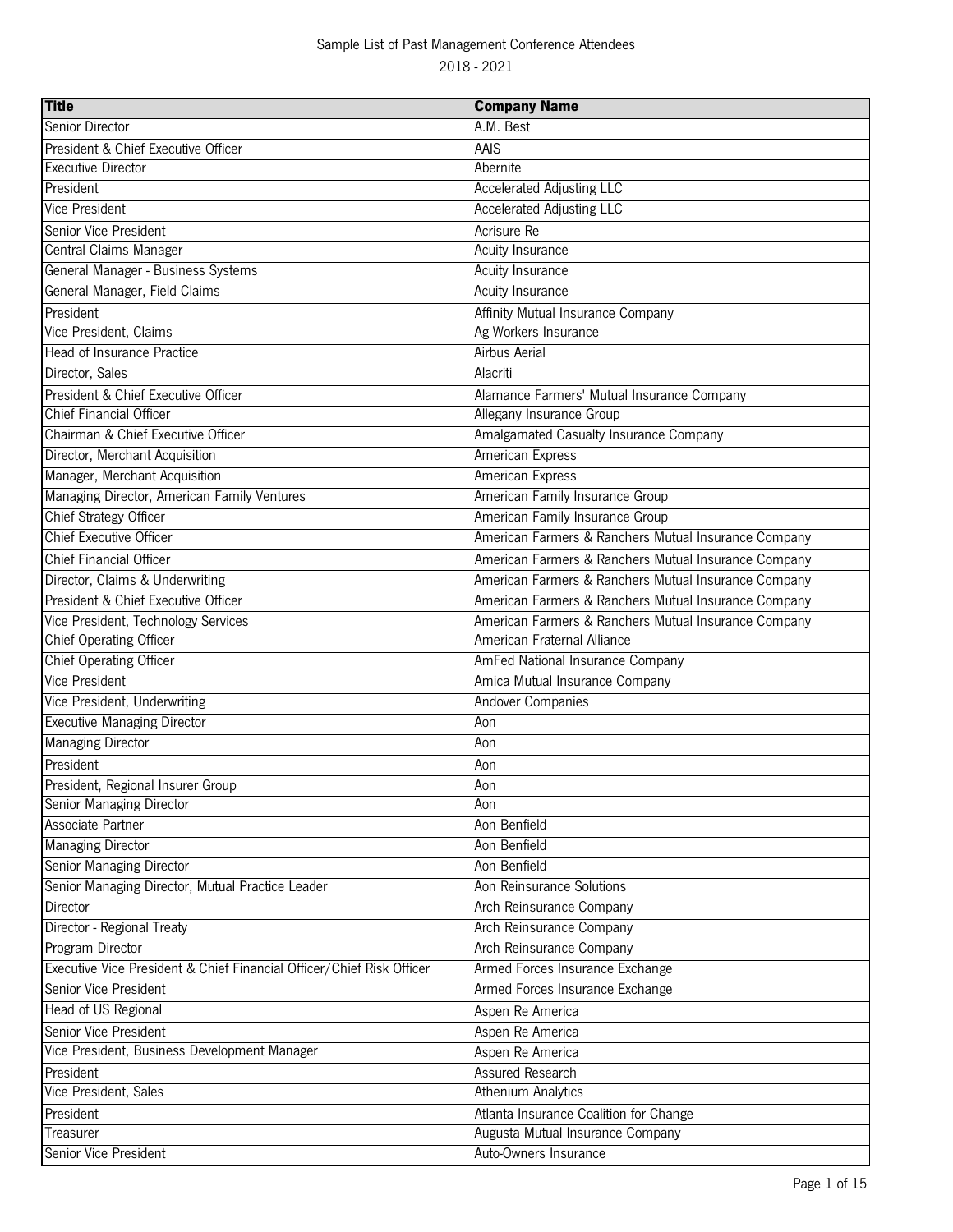Sample List of Past Management Conference Attendees

2018 - 2021

| Title | Company Name |
| --- | --- |
| Senior Director | A.M. Best |
| President & Chief Executive Officer | AAIS |
| Executive Director | Abernite |
| President | Accelerated Adjusting LLC |
| Vice President | Accelerated Adjusting LLC |
| Senior Vice President | Acrisure Re |
| Central Claims Manager | Acuity Insurance |
| General Manager - Business Systems | Acuity Insurance |
| General Manager, Field Claims | Acuity Insurance |
| President | Affinity Mutual Insurance Company |
| Vice President, Claims | Ag Workers Insurance |
| Head of Insurance Practice | Airbus Aerial |
| Director, Sales | Alacriti |
| President & Chief Executive Officer | Alamance Farmers' Mutual Insurance Company |
| Chief Financial Officer | Allegany Insurance Group |
| Chairman & Chief Executive Officer | Amalgamated Casualty Insurance Company |
| Director, Merchant Acquisition | American Express |
| Manager, Merchant Acquisition | American Express |
| Managing Director, American Family Ventures | American Family Insurance Group |
| Chief Strategy Officer | American Family Insurance Group |
| Chief Executive Officer | American Farmers & Ranchers Mutual Insurance Company |
| Chief Financial Officer | American Farmers & Ranchers Mutual Insurance Company |
| Director, Claims & Underwriting | American Farmers & Ranchers Mutual Insurance Company |
| President & Chief Executive Officer | American Farmers & Ranchers Mutual Insurance Company |
| Vice President, Technology Services | American Farmers & Ranchers Mutual Insurance Company |
| Chief Operating Officer | American Fraternal Alliance |
| Chief Operating Officer | AmFed National Insurance Company |
| Vice President | Amica Mutual Insurance Company |
| Vice President, Underwriting | Andover Companies |
| Executive Managing Director | Aon |
| Managing Director | Aon |
| President | Aon |
| President, Regional Insurer Group | Aon |
| Senior Managing Director | Aon |
| Associate Partner | Aon Benfield |
| Managing Director | Aon Benfield |
| Senior Managing Director | Aon Benfield |
| Senior Managing Director, Mutual Practice Leader | Aon Reinsurance Solutions |
| Director | Arch Reinsurance Company |
| Director - Regional Treaty | Arch Reinsurance Company |
| Program Director | Arch Reinsurance Company |
| Executive Vice President & Chief Financial Officer/Chief Risk Officer | Armed Forces Insurance Exchange |
| Senior Vice President | Armed Forces Insurance Exchange |
| Head of US Regional | Aspen Re America |
| Senior Vice President | Aspen Re America |
| Vice President, Business Development Manager | Aspen Re America |
| President | Assured Research |
| Vice President, Sales | Athenium Analytics |
| President | Atlanta Insurance Coalition for Change |
| Treasurer | Augusta Mutual Insurance Company |
| Senior Vice President | Auto-Owners Insurance |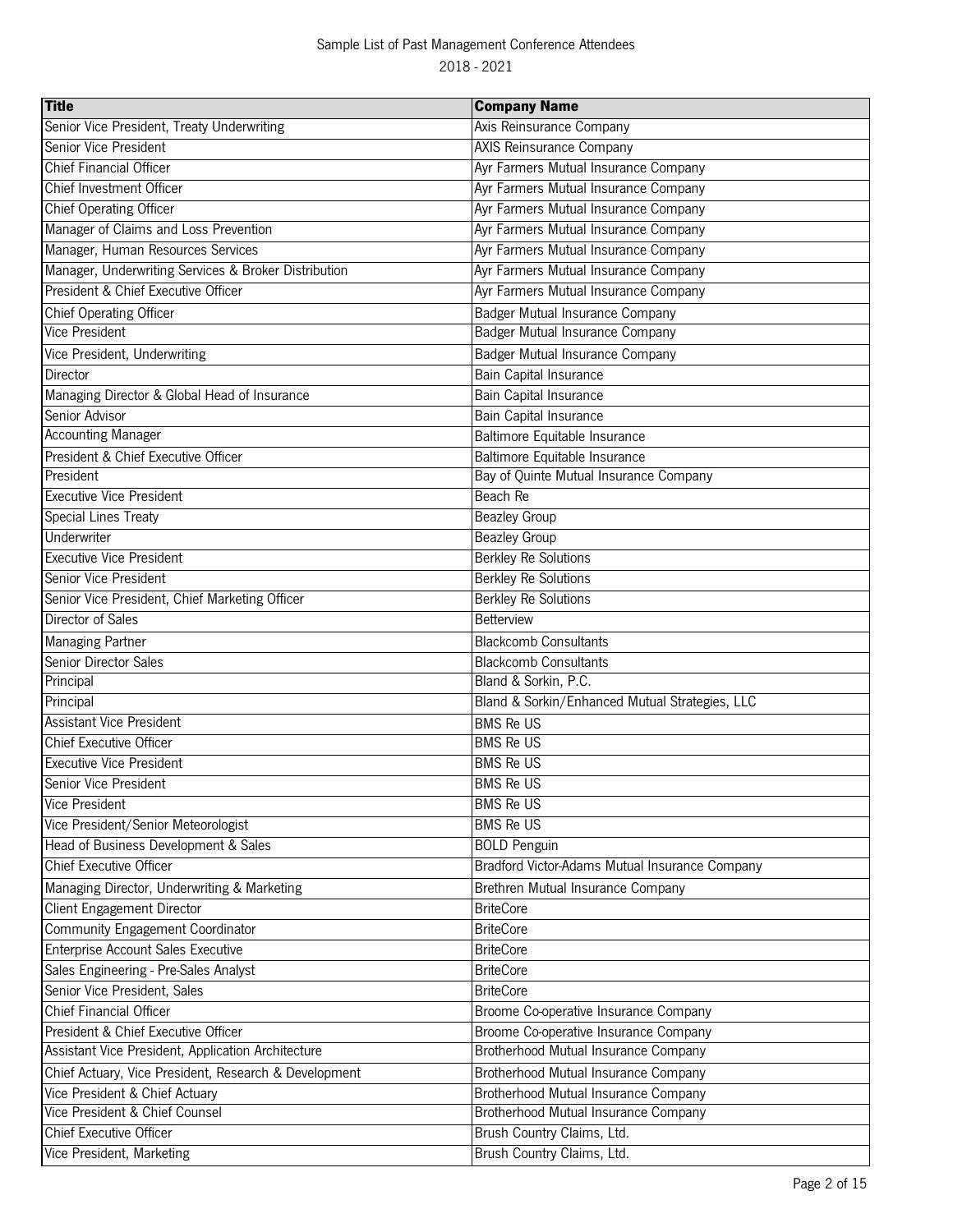Sample List of Past Management Conference Attendees

2018 - 2021

| Title | Company Name |
| --- | --- |
| Senior Vice President, Treaty Underwriting | Axis Reinsurance Company |
| Senior Vice President | AXIS Reinsurance Company |
| Chief Financial Officer | Ayr Farmers Mutual Insurance Company |
| Chief Investment Officer | Ayr Farmers Mutual Insurance Company |
| Chief Operating Officer | Ayr Farmers Mutual Insurance Company |
| Manager of Claims and Loss Prevention | Ayr Farmers Mutual Insurance Company |
| Manager, Human Resources Services | Ayr Farmers Mutual Insurance Company |
| Manager, Underwriting Services & Broker Distribution | Ayr Farmers Mutual Insurance Company |
| President & Chief Executive Officer | Ayr Farmers Mutual Insurance Company |
| Chief Operating Officer | Badger Mutual Insurance Company |
| Vice President | Badger Mutual Insurance Company |
| Vice President, Underwriting | Badger Mutual Insurance Company |
| Director | Bain Capital Insurance |
| Managing Director & Global Head of Insurance | Bain Capital Insurance |
| Senior Advisor | Bain Capital Insurance |
| Accounting Manager | Baltimore Equitable Insurance |
| President & Chief Executive Officer | Baltimore Equitable Insurance |
| President | Bay of Quinte Mutual Insurance Company |
| Executive Vice President | Beach Re |
| Special Lines Treaty | Beazley Group |
| Underwriter | Beazley Group |
| Executive Vice President | Berkley Re Solutions |
| Senior Vice President | Berkley Re Solutions |
| Senior Vice President, Chief Marketing Officer | Berkley Re Solutions |
| Director of Sales | Betterview |
| Managing Partner | Blackcomb Consultants |
| Senior Director Sales | Blackcomb Consultants |
| Principal | Bland & Sorkin, P.C. |
| Principal | Bland & Sorkin/Enhanced Mutual Strategies, LLC |
| Assistant Vice President | BMS Re US |
| Chief Executive Officer | BMS Re US |
| Executive Vice President | BMS Re US |
| Senior Vice President | BMS Re US |
| Vice President | BMS Re US |
| Vice President/Senior Meteorologist | BMS Re US |
| Head of Business Development & Sales | BOLD Penguin |
| Chief Executive Officer | Bradford Victor-Adams Mutual Insurance Company |
| Managing Director, Underwriting & Marketing | Brethren Mutual Insurance Company |
| Client Engagement Director | BriteCore |
| Community Engagement Coordinator | BriteCore |
| Enterprise Account Sales Executive | BriteCore |
| Sales Engineering - Pre-Sales Analyst | BriteCore |
| Senior Vice President, Sales | BriteCore |
| Chief Financial Officer | Broome Co-operative Insurance Company |
| President & Chief Executive Officer | Broome Co-operative Insurance Company |
| Assistant Vice President, Application Architecture | Brotherhood Mutual Insurance Company |
| Chief Actuary, Vice President, Research & Development | Brotherhood Mutual Insurance Company |
| Vice President & Chief Actuary | Brotherhood Mutual Insurance Company |
| Vice President & Chief Counsel | Brotherhood Mutual Insurance Company |
| Chief Executive Officer | Brush Country Claims, Ltd. |
| Vice President, Marketing | Brush Country Claims, Ltd. |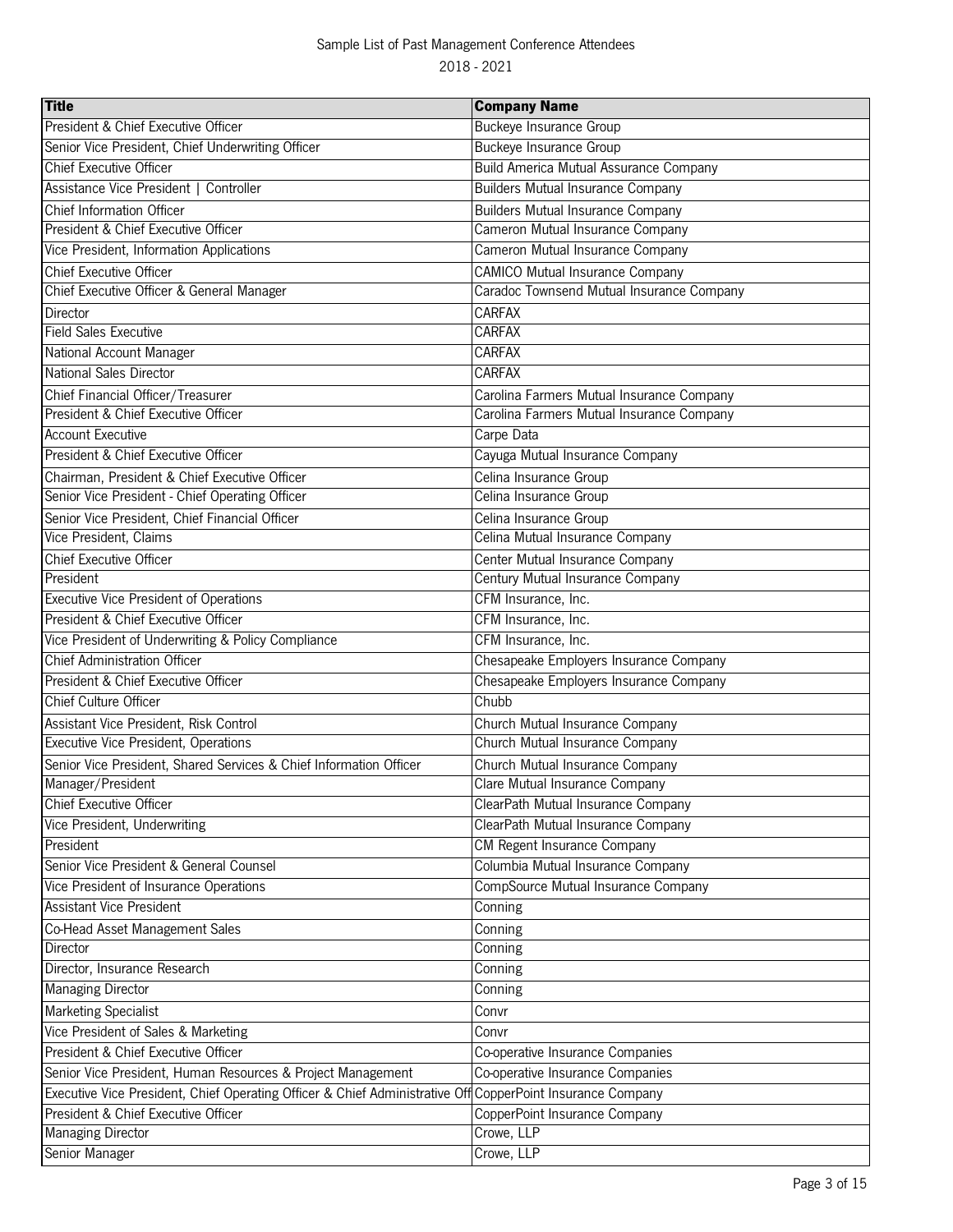Sample List of Past Management Conference Attendees

2018 - 2021

| Title | Company Name |
|---|---|
| President & Chief Executive Officer | Buckeye Insurance Group |
| Senior Vice President, Chief Underwriting Officer | Buckeye Insurance Group |
| Chief Executive Officer | Build America Mutual Assurance Company |
| Assistance Vice President \| Controller | Builders Mutual Insurance Company |
| Chief Information Officer | Builders Mutual Insurance Company |
| President & Chief Executive Officer | Cameron Mutual Insurance Company |
| Vice President, Information Applications | Cameron Mutual Insurance Company |
| Chief Executive Officer | CAMICO Mutual Insurance Company |
| Chief Executive Officer & General Manager | Caradoc Townsend Mutual Insurance Company |
| Director | CARFAX |
| Field Sales Executive | CARFAX |
| National Account Manager | CARFAX |
| National Sales Director | CARFAX |
| Chief Financial Officer/Treasurer | Carolina Farmers Mutual Insurance Company |
| President & Chief Executive Officer | Carolina Farmers Mutual Insurance Company |
| Account Executive | Carpe Data |
| President & Chief Executive Officer | Cayuga Mutual Insurance Company |
| Chairman, President & Chief Executive Officer | Celina Insurance Group |
| Senior Vice President - Chief Operating Officer | Celina Insurance Group |
| Senior Vice President, Chief Financial Officer | Celina Insurance Group |
| Vice President, Claims | Celina Mutual Insurance Company |
| Chief Executive Officer | Center Mutual Insurance Company |
| President | Century Mutual Insurance Company |
| Executive Vice President of Operations | CFM Insurance, Inc. |
| President & Chief Executive Officer | CFM Insurance, Inc. |
| Vice President of Underwriting & Policy Compliance | CFM Insurance, Inc. |
| Chief Administration Officer | Chesapeake Employers Insurance Company |
| President & Chief Executive Officer | Chesapeake Employers Insurance Company |
| Chief Culture Officer | Chubb |
| Assistant Vice President, Risk Control | Church Mutual Insurance Company |
| Executive Vice President, Operations | Church Mutual Insurance Company |
| Senior Vice President, Shared Services & Chief Information Officer | Church Mutual Insurance Company |
| Manager/President | Clare Mutual Insurance Company |
| Chief Executive Officer | ClearPath Mutual Insurance Company |
| Vice President, Underwriting | ClearPath Mutual Insurance Company |
| President | CM Regent Insurance Company |
| Senior Vice President & General Counsel | Columbia Mutual Insurance Company |
| Vice President of Insurance Operations | CompSource Mutual Insurance Company |
| Assistant Vice President | Conning |
| Co-Head Asset Management Sales | Conning |
| Director | Conning |
| Director, Insurance Research | Conning |
| Managing Director | Conning |
| Marketing Specialist | Convr |
| Vice President of Sales & Marketing | Convr |
| President & Chief Executive Officer | Co-operative Insurance Companies |
| Senior Vice President, Human Resources & Project Management | Co-operative Insurance Companies |
| Executive Vice President, Chief Operating Officer & Chief Administrative Off | CopperPoint Insurance Company |
| President & Chief Executive Officer | CopperPoint Insurance Company |
| Managing Director | Crowe, LLP |
| Senior Manager | Crowe, LLP |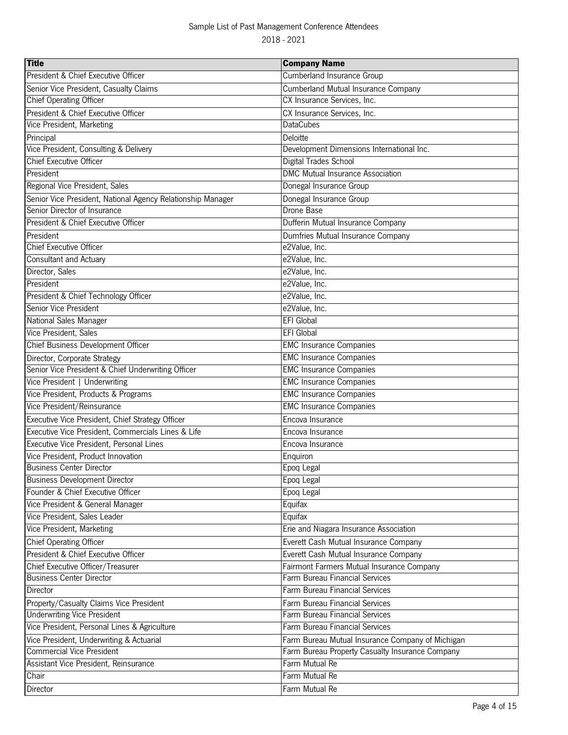Sample List of Past Management Conference Attendees

2018 - 2021

| Title | Company Name |
| --- | --- |
| President & Chief Executive Officer | Cumberland Insurance Group |
| Senior Vice President, Casualty Claims | Cumberland Mutual Insurance Company |
| Chief Operating Officer | CX Insurance Services, Inc. |
| President & Chief Executive Officer | CX Insurance Services, Inc. |
| Vice President, Marketing | DataCubes |
| Principal | Deloitte |
| Vice President, Consulting & Delivery | Development Dimensions International Inc. |
| Chief Executive Officer | Digital Trades School |
| President | DMC Mutual Insurance Association |
| Regional Vice President, Sales | Donegal Insurance Group |
| Senior Vice President, National Agency Relationship Manager | Donegal Insurance Group |
| Senior Director of Insurance | Drone Base |
| President & Chief Executive Officer | Dufferin Mutual Insurance Company |
| President | Dumfries Mutual Insurance Company |
| Chief Executive Officer | e2Value, Inc. |
| Consultant and Actuary | e2Value, Inc. |
| Director, Sales | e2Value, Inc. |
| President | e2Value, Inc. |
| President & Chief Technology Officer | e2Value, Inc. |
| Senior Vice President | e2Value, Inc. |
| National Sales Manager | EFI Global |
| Vice President, Sales | EFI Global |
| Chief Business Development Officer | EMC Insurance Companies |
| Director, Corporate Strategy | EMC Insurance Companies |
| Senior Vice President & Chief Underwriting Officer | EMC Insurance Companies |
| Vice President \| Underwriting | EMC Insurance Companies |
| Vice President, Products & Programs | EMC Insurance Companies |
| Vice President/Reinsurance | EMC Insurance Companies |
| Executive Vice President, Chief Strategy Officer | Encova Insurance |
| Executive Vice President, Commercials Lines & Life | Encova Insurance |
| Executive Vice President, Personal Lines | Encova Insurance |
| Vice President, Product Innovation | Enquiron |
| Business Center Director | Epoq Legal |
| Business Development Director | Epoq Legal |
| Founder & Chief Executive Officer | Epoq Legal |
| Vice President & General Manager | Equifax |
| Vice President, Sales Leader | Equifax |
| Vice President, Marketing | Erie and Niagara Insurance Association |
| Chief Operating Officer | Everett Cash Mutual Insurance Company |
| President & Chief Executive Officer | Everett Cash Mutual Insurance Company |
| Chief Executive Officer/Treasurer | Fairmont Farmers Mutual Insurance Company |
| Business Center Director | Farm Bureau Financial Services |
| Director | Farm Bureau Financial Services |
| Property/Casualty Claims Vice President | Farm Bureau Financial Services |
| Underwriting Vice President | Farm Bureau Financial Services |
| Vice President, Personal Lines & Agriculture | Farm Bureau Financial Services |
| Vice President, Underwriting & Actuarial | Farm Bureau Mutual Insurance Company of Michigan |
| Commercial Vice President | Farm Bureau Property Casualty Insurance Company |
| Assistant Vice President, Reinsurance | Farm Mutual Re |
| Chair | Farm Mutual Re |
| Director | Farm Mutual Re |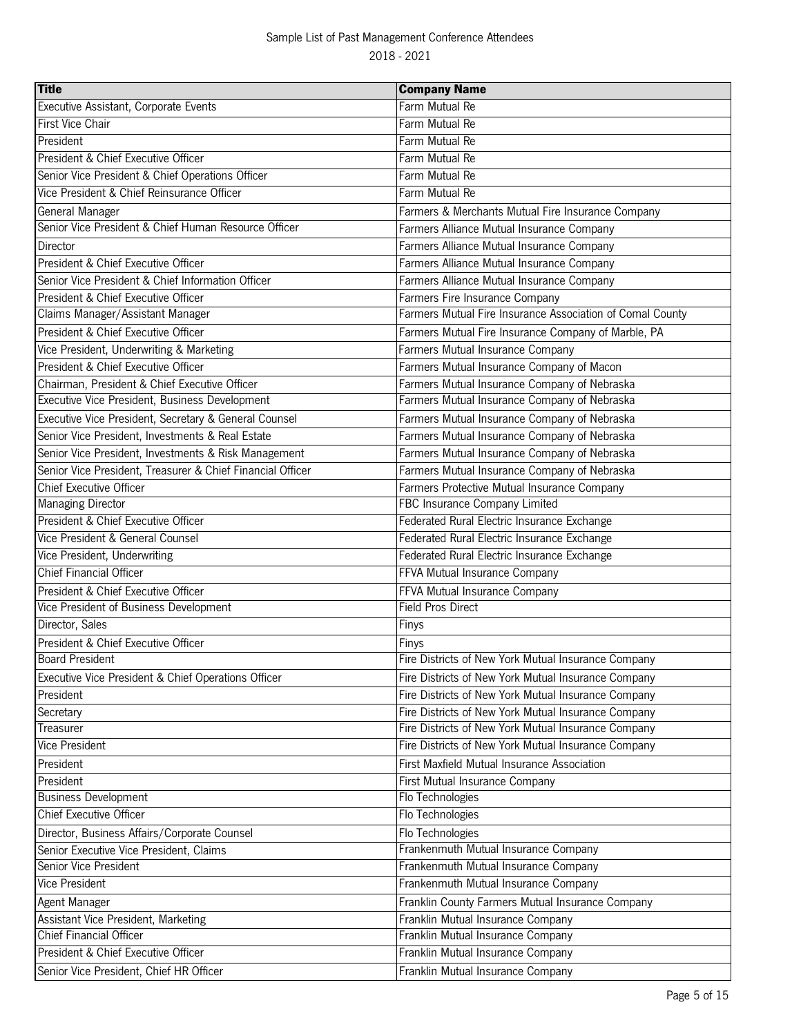Sample List of Past Management Conference Attendees

2018 - 2021

| Title | Company Name |
| --- | --- |
| Executive Assistant, Corporate Events | Farm Mutual Re |
| First Vice Chair | Farm Mutual Re |
| President | Farm Mutual Re |
| President & Chief Executive Officer | Farm Mutual Re |
| Senior Vice President & Chief Operations Officer | Farm Mutual Re |
| Vice President & Chief Reinsurance Officer | Farm Mutual Re |
| General Manager | Farmers & Merchants Mutual Fire Insurance Company |
| Senior Vice President & Chief Human Resource Officer | Farmers Alliance Mutual Insurance Company |
| Director | Farmers Alliance Mutual Insurance Company |
| President & Chief Executive Officer | Farmers Alliance Mutual Insurance Company |
| Senior Vice President & Chief Information Officer | Farmers Alliance Mutual Insurance Company |
| President & Chief Executive Officer | Farmers Fire Insurance Company |
| Claims Manager/Assistant Manager | Farmers Mutual Fire Insurance Association of Comal County |
| President & Chief Executive Officer | Farmers Mutual Fire Insurance Company of Marble, PA |
| Vice President, Underwriting & Marketing | Farmers Mutual Insurance Company |
| President & Chief Executive Officer | Farmers Mutual Insurance Company of Macon |
| Chairman, President & Chief Executive Officer | Farmers Mutual Insurance Company of Nebraska |
| Executive Vice President, Business Development | Farmers Mutual Insurance Company of Nebraska |
| Executive Vice President, Secretary & General Counsel | Farmers Mutual Insurance Company of Nebraska |
| Senior Vice President, Investments & Real Estate | Farmers Mutual Insurance Company of Nebraska |
| Senior Vice President, Investments & Risk Management | Farmers Mutual Insurance Company of Nebraska |
| Senior Vice President, Treasurer & Chief Financial Officer | Farmers Mutual Insurance Company of Nebraska |
| Chief Executive Officer | Farmers Protective Mutual Insurance Company |
| Managing Director | FBC Insurance Company Limited |
| President & Chief Executive Officer | Federated Rural Electric Insurance Exchange |
| Vice President & General Counsel | Federated Rural Electric Insurance Exchange |
| Vice President, Underwriting | Federated Rural Electric Insurance Exchange |
| Chief Financial Officer | FFVA Mutual Insurance Company |
| President & Chief Executive Officer | FFVA Mutual Insurance Company |
| Vice President of Business Development | Field Pros Direct |
| Director, Sales | Finys |
| President & Chief Executive Officer | Finys |
| Board President | Fire Districts of New York Mutual Insurance Company |
| Executive Vice President & Chief Operations Officer | Fire Districts of New York Mutual Insurance Company |
| President | Fire Districts of New York Mutual Insurance Company |
| Secretary | Fire Districts of New York Mutual Insurance Company |
| Treasurer | Fire Districts of New York Mutual Insurance Company |
| Vice President | Fire Districts of New York Mutual Insurance Company |
| President | First Maxfield Mutual Insurance Association |
| President | First Mutual Insurance Company |
| Business Development | Flo Technologies |
| Chief Executive Officer | Flo Technologies |
| Director, Business Affairs/Corporate Counsel | Flo Technologies |
| Senior Executive Vice President, Claims | Frankenmuth Mutual Insurance Company |
| Senior Vice President | Frankenmuth Mutual Insurance Company |
| Vice President | Frankenmuth Mutual Insurance Company |
| Agent Manager | Franklin County Farmers Mutual Insurance Company |
| Assistant Vice President, Marketing | Franklin Mutual Insurance Company |
| Chief Financial Officer | Franklin Mutual Insurance Company |
| President & Chief Executive Officer | Franklin Mutual Insurance Company |
| Senior Vice President, Chief HR Officer | Franklin Mutual Insurance Company |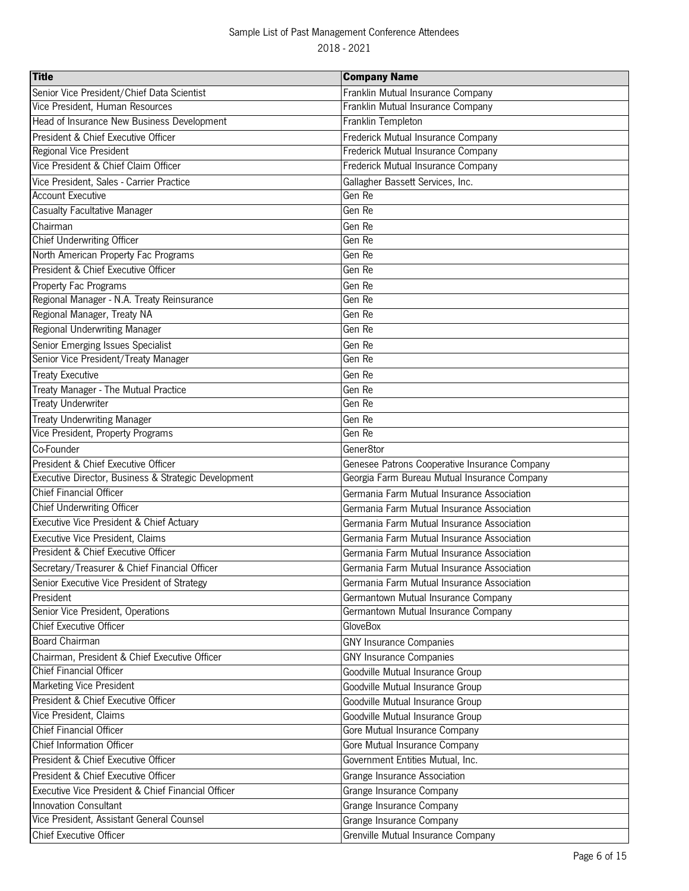Sample List of Past Management Conference Attendees

2018 - 2021

| Title | Company Name |
|---|---|
| Senior Vice President/Chief Data Scientist | Franklin Mutual Insurance Company |
| Vice President, Human Resources | Franklin Mutual Insurance Company |
| Head of Insurance New Business Development | Franklin Templeton |
| President & Chief Executive Officer | Frederick Mutual Insurance Company |
| Regional Vice President | Frederick Mutual Insurance Company |
| Vice President & Chief Claim Officer | Frederick Mutual Insurance Company |
| Vice President, Sales - Carrier Practice | Gallagher Bassett Services, Inc. |
| Account Executive | Gen Re |
| Casualty Facultative Manager | Gen Re |
| Chairman | Gen Re |
| Chief Underwriting Officer | Gen Re |
| North American Property Fac Programs | Gen Re |
| President & Chief Executive Officer | Gen Re |
| Property Fac Programs | Gen Re |
| Regional Manager - N.A. Treaty Reinsurance | Gen Re |
| Regional Manager, Treaty NA | Gen Re |
| Regional Underwriting Manager | Gen Re |
| Senior Emerging Issues Specialist | Gen Re |
| Senior Vice President/Treaty Manager | Gen Re |
| Treaty Executive | Gen Re |
| Treaty Manager - The Mutual Practice | Gen Re |
| Treaty Underwriter | Gen Re |
| Treaty Underwriting Manager | Gen Re |
| Vice President, Property Programs | Gen Re |
| Co-Founder | Gener8tor |
| President & Chief Executive Officer | Genesee Patrons Cooperative Insurance Company |
| Executive Director, Business & Strategic Development | Georgia Farm Bureau Mutual Insurance Company |
| Chief Financial Officer | Germania Farm Mutual Insurance Association |
| Chief Underwriting Officer | Germania Farm Mutual Insurance Association |
| Executive Vice President & Chief Actuary | Germania Farm Mutual Insurance Association |
| Executive Vice President, Claims | Germania Farm Mutual Insurance Association |
| President & Chief Executive Officer | Germania Farm Mutual Insurance Association |
| Secretary/Treasurer & Chief Financial Officer | Germania Farm Mutual Insurance Association |
| Senior Executive Vice President of Strategy | Germania Farm Mutual Insurance Association |
| President | Germantown Mutual Insurance Company |
| Senior Vice President, Operations | Germantown Mutual Insurance Company |
| Chief Executive Officer | GloveBox |
| Board Chairman | GNY Insurance Companies |
| Chairman, President & Chief Executive Officer | GNY Insurance Companies |
| Chief Financial Officer | Goodville Mutual Insurance Group |
| Marketing Vice President | Goodville Mutual Insurance Group |
| President & Chief Executive Officer | Goodville Mutual Insurance Group |
| Vice President, Claims | Goodville Mutual Insurance Group |
| Chief Financial Officer | Gore Mutual Insurance Company |
| Chief Information Officer | Gore Mutual Insurance Company |
| President & Chief Executive Officer | Government Entities Mutual, Inc. |
| President & Chief Executive Officer | Grange Insurance Association |
| Executive Vice President & Chief Financial Officer | Grange Insurance Company |
| Innovation Consultant | Grange Insurance Company |
| Vice President, Assistant General Counsel | Grange Insurance Company |
| Chief Executive Officer | Grenville Mutual Insurance Company |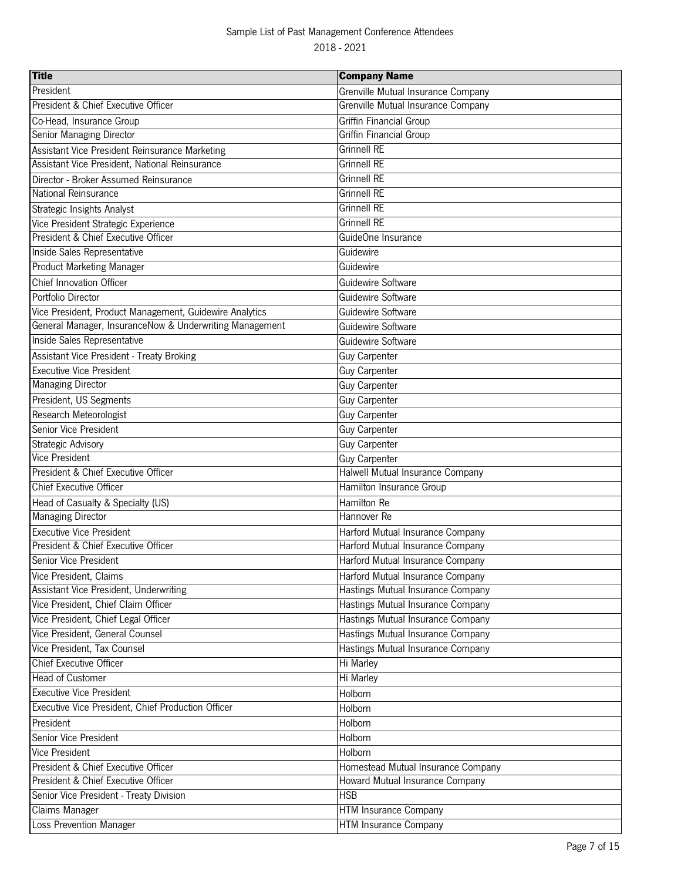Sample List of Past Management Conference Attendees

2018 - 2021

| Title | Company Name |
|---|---|
| President | Grenville Mutual Insurance Company |
| President & Chief Executive Officer | Grenville Mutual Insurance Company |
| Co-Head, Insurance Group | Griffin Financial Group |
| Senior Managing Director | Griffin Financial Group |
| Assistant Vice President Reinsurance Marketing | Grinnell RE |
| Assistant Vice President, National Reinsurance | Grinnell RE |
| Director - Broker Assumed Reinsurance | Grinnell RE |
| National Reinsurance | Grinnell RE |
| Strategic Insights Analyst | Grinnell RE |
| Vice President Strategic Experience | Grinnell RE |
| President & Chief Executive Officer | GuideOne Insurance |
| Inside Sales Representative | Guidewire |
| Product Marketing Manager | Guidewire |
| Chief Innovation Officer | Guidewire Software |
| Portfolio Director | Guidewire Software |
| Vice President, Product Management, Guidewire Analytics | Guidewire Software |
| General Manager, InsuranceNow & Underwriting Management | Guidewire Software |
| Inside Sales Representative | Guidewire Software |
| Assistant Vice President - Treaty Broking | Guy Carpenter |
| Executive Vice President | Guy Carpenter |
| Managing Director | Guy Carpenter |
| President, US Segments | Guy Carpenter |
| Research Meteorologist | Guy Carpenter |
| Senior Vice President | Guy Carpenter |
| Strategic Advisory | Guy Carpenter |
| Vice President | Guy Carpenter |
| President & Chief Executive Officer | Halwell Mutual Insurance Company |
| Chief Executive Officer | Hamilton Insurance Group |
| Head of Casualty & Specialty (US) | Hamilton Re |
| Managing Director | Hannover Re |
| Executive Vice President | Harford Mutual Insurance Company |
| President & Chief Executive Officer | Harford Mutual Insurance Company |
| Senior Vice President | Harford Mutual Insurance Company |
| Vice President, Claims | Harford Mutual Insurance Company |
| Assistant Vice President, Underwriting | Hastings Mutual Insurance Company |
| Vice President, Chief Claim Officer | Hastings Mutual Insurance Company |
| Vice President, Chief Legal Officer | Hastings Mutual Insurance Company |
| Vice President, General Counsel | Hastings Mutual Insurance Company |
| Vice President, Tax Counsel | Hastings Mutual Insurance Company |
| Chief Executive Officer | Hi Marley |
| Head of Customer | Hi Marley |
| Executive Vice President | Holborn |
| Executive Vice President, Chief Production Officer | Holborn |
| President | Holborn |
| Senior Vice President | Holborn |
| Vice President | Holborn |
| President & Chief Executive Officer | Homestead Mutual Insurance Company |
| President & Chief Executive Officer | Howard Mutual Insurance Company |
| Senior Vice President - Treaty Division | HSB |
| Claims Manager | HTM Insurance Company |
| Loss Prevention Manager | HTM Insurance Company |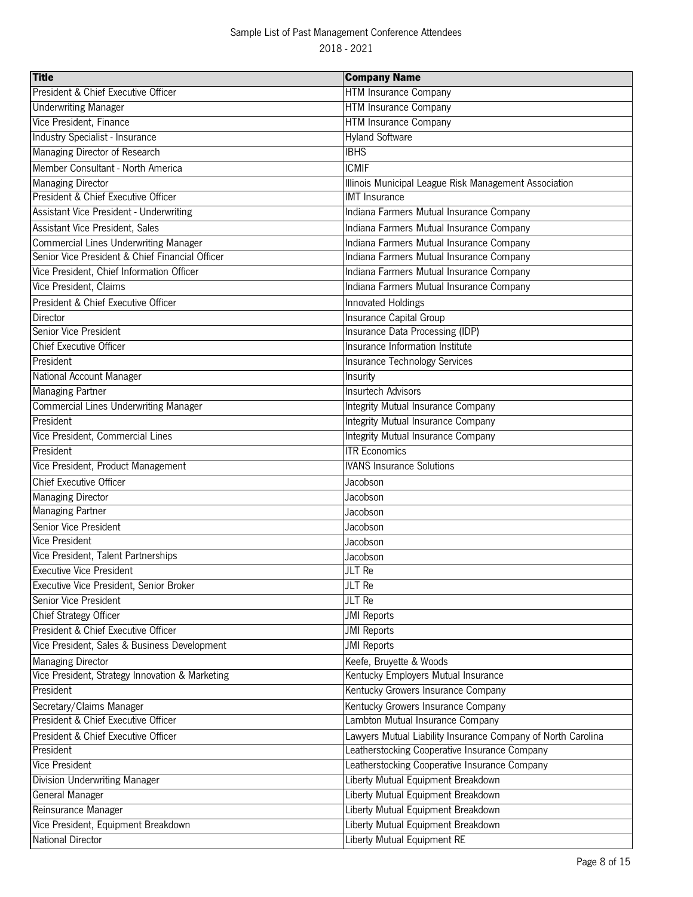Sample List of Past Management Conference Attendees

2018 - 2021

| Title | Company Name |
|---|---|
| President & Chief Executive Officer | HTM Insurance Company |
| Underwriting Manager | HTM Insurance Company |
| Vice President, Finance | HTM Insurance Company |
| Industry Specialist - Insurance | Hyland Software |
| Managing Director of Research | IBHS |
| Member Consultant - North America | ICMIF |
| Managing Director | Illinois Municipal League Risk Management Association |
| President & Chief Executive Officer | IMT Insurance |
| Assistant Vice President - Underwriting | Indiana Farmers Mutual Insurance Company |
| Assistant Vice President, Sales | Indiana Farmers Mutual Insurance Company |
| Commercial Lines Underwriting Manager | Indiana Farmers Mutual Insurance Company |
| Senior Vice President & Chief Financial Officer | Indiana Farmers Mutual Insurance Company |
| Vice President, Chief Information Officer | Indiana Farmers Mutual Insurance Company |
| Vice President, Claims | Indiana Farmers Mutual Insurance Company |
| President & Chief Executive Officer | Innovated Holdings |
| Director | Insurance Capital Group |
| Senior Vice President | Insurance Data Processing (IDP) |
| Chief Executive Officer | Insurance Information Institute |
| President | Insurance Technology Services |
| National Account Manager | Insurity |
| Managing Partner | Insurtech Advisors |
| Commercial Lines Underwriting Manager | Integrity Mutual Insurance Company |
| President | Integrity Mutual Insurance Company |
| Vice President, Commercial Lines | Integrity Mutual Insurance Company |
| President | ITR Economics |
| Vice President, Product Management | IVANS Insurance Solutions |
| Chief Executive Officer | Jacobson |
| Managing Director | Jacobson |
| Managing Partner | Jacobson |
| Senior Vice President | Jacobson |
| Vice President | Jacobson |
| Vice President, Talent Partnerships | Jacobson |
| Executive Vice President | JLT Re |
| Executive Vice President, Senior Broker | JLT Re |
| Senior Vice President | JLT Re |
| Chief Strategy Officer | JMI Reports |
| President & Chief Executive Officer | JMI Reports |
| Vice President, Sales & Business Development | JMI Reports |
| Managing Director | Keefe, Bruyette & Woods |
| Vice President, Strategy Innovation & Marketing | Kentucky Employers Mutual Insurance |
| President | Kentucky Growers Insurance Company |
| Secretary/Claims Manager | Kentucky Growers Insurance Company |
| President & Chief Executive Officer | Lambton Mutual Insurance Company |
| President & Chief Executive Officer | Lawyers Mutual Liability Insurance Company of North Carolina |
| President | Leatherstocking Cooperative Insurance Company |
| Vice President | Leatherstocking Cooperative Insurance Company |
| Division Underwriting Manager | Liberty Mutual Equipment Breakdown |
| General Manager | Liberty Mutual Equipment Breakdown |
| Reinsurance Manager | Liberty Mutual Equipment Breakdown |
| Vice President, Equipment Breakdown | Liberty Mutual Equipment Breakdown |
| National Director | Liberty Mutual Equipment RE |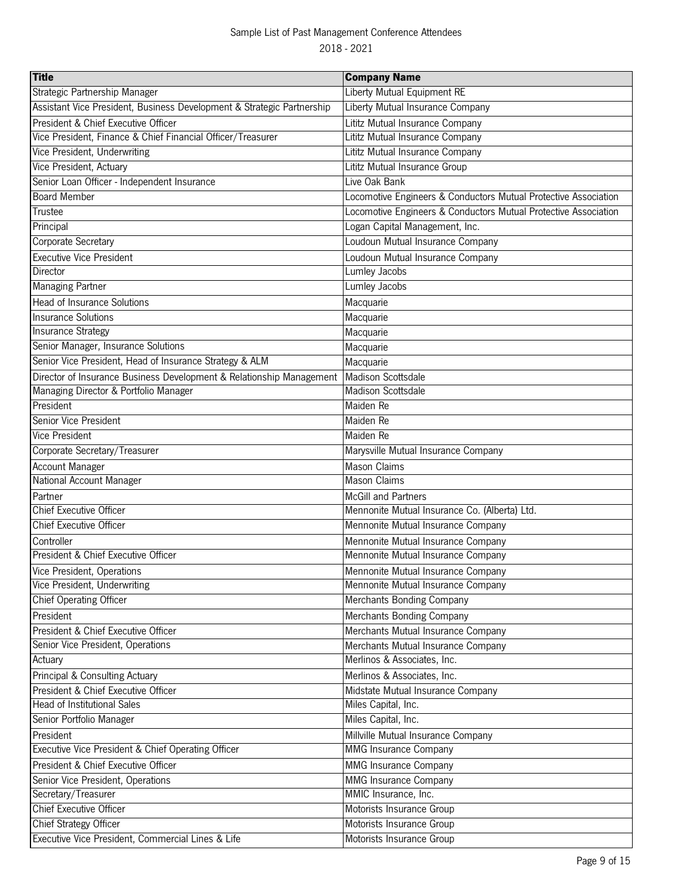Sample List of Past Management Conference Attendees

2018 - 2021

| Title | Company Name |
|---|---|
| Strategic Partnership Manager | Liberty Mutual Equipment RE |
| Assistant Vice President, Business Development & Strategic Partnership | Liberty Mutual Insurance Company |
| President & Chief Executive Officer | Lititz Mutual Insurance Company |
| Vice President, Finance & Chief Financial Officer/Treasurer | Lititz Mutual Insurance Company |
| Vice President, Underwriting | Lititz Mutual Insurance Company |
| Vice President, Actuary | Lititz Mutual Insurance Group |
| Senior Loan Officer - Independent Insurance | Live Oak Bank |
| Board Member | Locomotive Engineers & Conductors Mutual Protective Association |
| Trustee | Locomotive Engineers & Conductors Mutual Protective Association |
| Principal | Logan Capital Management, Inc. |
| Corporate Secretary | Loudoun Mutual Insurance Company |
| Executive Vice President | Loudoun Mutual Insurance Company |
| Director | Lumley Jacobs |
| Managing Partner | Lumley Jacobs |
| Head of Insurance Solutions | Macquarie |
| Insurance Solutions | Macquarie |
| Insurance Strategy | Macquarie |
| Senior Manager, Insurance Solutions | Macquarie |
| Senior Vice President, Head of Insurance Strategy & ALM | Macquarie |
| Director of Insurance Business Development & Relationship Management | Madison Scottsdale |
| Managing Director & Portfolio Manager | Madison Scottsdale |
| President | Maiden Re |
| Senior Vice President | Maiden Re |
| Vice President | Maiden Re |
| Corporate Secretary/Treasurer | Marysville Mutual Insurance Company |
| Account Manager | Mason Claims |
| National Account Manager | Mason Claims |
| Partner | McGill and Partners |
| Chief Executive Officer | Mennonite Mutual Insurance Co. (Alberta) Ltd. |
| Chief Executive Officer | Mennonite Mutual Insurance Company |
| Controller | Mennonite Mutual Insurance Company |
| President & Chief Executive Officer | Mennonite Mutual Insurance Company |
| Vice President, Operations | Mennonite Mutual Insurance Company |
| Vice President, Underwriting | Mennonite Mutual Insurance Company |
| Chief Operating Officer | Merchants Bonding Company |
| President | Merchants Bonding Company |
| President & Chief Executive Officer | Merchants Mutual Insurance Company |
| Senior Vice President, Operations | Merchants Mutual Insurance Company |
| Actuary | Merlinos & Associates, Inc. |
| Principal & Consulting Actuary | Merlinos & Associates, Inc. |
| President & Chief Executive Officer | Midstate Mutual Insurance Company |
| Head of Institutional Sales | Miles Capital, Inc. |
| Senior Portfolio Manager | Miles Capital, Inc. |
| President | Millville Mutual Insurance Company |
| Executive Vice President & Chief Operating Officer | MMG Insurance Company |
| President & Chief Executive Officer | MMG Insurance Company |
| Senior Vice President, Operations | MMG Insurance Company |
| Secretary/Treasurer | MMIC Insurance, Inc. |
| Chief Executive Officer | Motorists Insurance Group |
| Chief Strategy Officer | Motorists Insurance Group |
| Executive Vice President, Commercial Lines & Life | Motorists Insurance Group |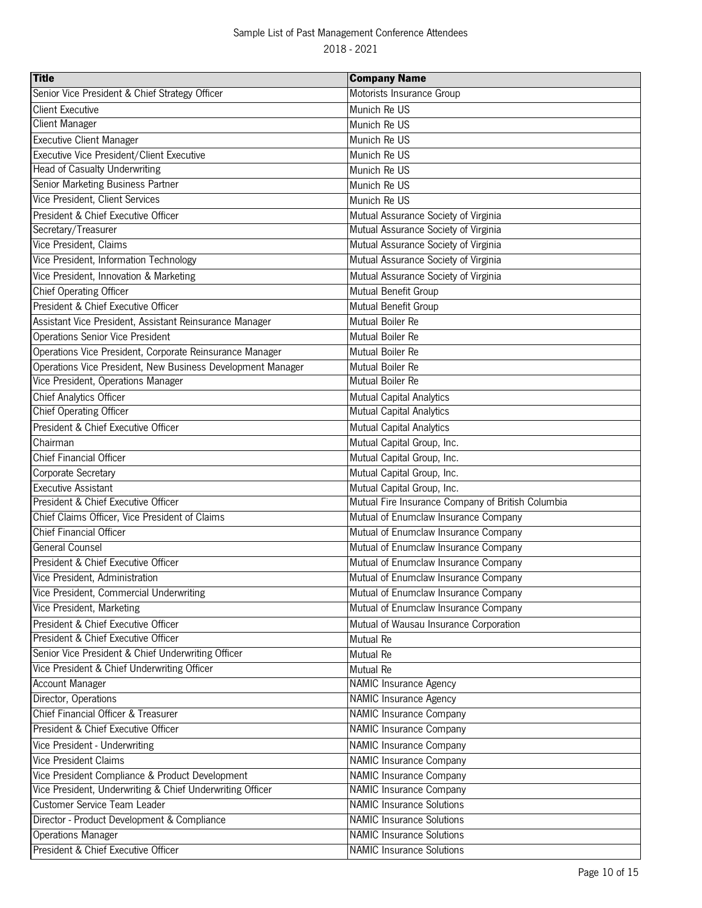Sample List of Past Management Conference Attendees
2018 - 2021

| Title | Company Name |
|---|---|
| Senior Vice President & Chief Strategy Officer | Motorists Insurance Group |
| Client Executive | Munich Re US |
| Client Manager | Munich Re US |
| Executive Client Manager | Munich Re US |
| Executive Vice President/Client Executive | Munich Re US |
| Head of Casualty Underwriting | Munich Re US |
| Senior Marketing Business Partner | Munich Re US |
| Vice President, Client Services | Munich Re US |
| President & Chief Executive Officer | Mutual Assurance Society of Virginia |
| Secretary/Treasurer | Mutual Assurance Society of Virginia |
| Vice President, Claims | Mutual Assurance Society of Virginia |
| Vice President, Information Technology | Mutual Assurance Society of Virginia |
| Vice President, Innovation & Marketing | Mutual Assurance Society of Virginia |
| Chief Operating Officer | Mutual Benefit Group |
| President & Chief Executive Officer | Mutual Benefit Group |
| Assistant Vice President, Assistant Reinsurance Manager | Mutual Boiler Re |
| Operations Senior Vice President | Mutual Boiler Re |
| Operations Vice President, Corporate Reinsurance Manager | Mutual Boiler Re |
| Operations Vice President, New Business Development Manager | Mutual Boiler Re |
| Vice President, Operations Manager | Mutual Boiler Re |
| Chief Analytics Officer | Mutual Capital Analytics |
| Chief Operating Officer | Mutual Capital Analytics |
| President & Chief Executive Officer | Mutual Capital Analytics |
| Chairman | Mutual Capital Group, Inc. |
| Chief Financial Officer | Mutual Capital Group, Inc. |
| Corporate Secretary | Mutual Capital Group, Inc. |
| Executive Assistant | Mutual Capital Group, Inc. |
| President & Chief Executive Officer | Mutual Fire Insurance Company of British Columbia |
| Chief Claims Officer, Vice President of Claims | Mutual of Enumclaw Insurance Company |
| Chief Financial Officer | Mutual of Enumclaw Insurance Company |
| General Counsel | Mutual of Enumclaw Insurance Company |
| President & Chief Executive Officer | Mutual of Enumclaw Insurance Company |
| Vice President, Administration | Mutual of Enumclaw Insurance Company |
| Vice President, Commercial Underwriting | Mutual of Enumclaw Insurance Company |
| Vice President, Marketing | Mutual of Enumclaw Insurance Company |
| President & Chief Executive Officer | Mutual of Wausau Insurance Corporation |
| President & Chief Executive Officer | Mutual Re |
| Senior Vice President & Chief Underwriting Officer | Mutual Re |
| Vice President & Chief Underwriting Officer | Mutual Re |
| Account Manager | NAMIC Insurance Agency |
| Director, Operations | NAMIC Insurance Agency |
| Chief Financial Officer & Treasurer | NAMIC Insurance Company |
| President & Chief Executive Officer | NAMIC Insurance Company |
| Vice President - Underwriting | NAMIC Insurance Company |
| Vice President Claims | NAMIC Insurance Company |
| Vice President Compliance & Product Development | NAMIC Insurance Company |
| Vice President, Underwriting & Chief Underwriting Officer | NAMIC Insurance Company |
| Customer Service Team Leader | NAMIC Insurance Solutions |
| Director - Product Development & Compliance | NAMIC Insurance Solutions |
| Operations Manager | NAMIC Insurance Solutions |
| President & Chief Executive Officer | NAMIC Insurance Solutions |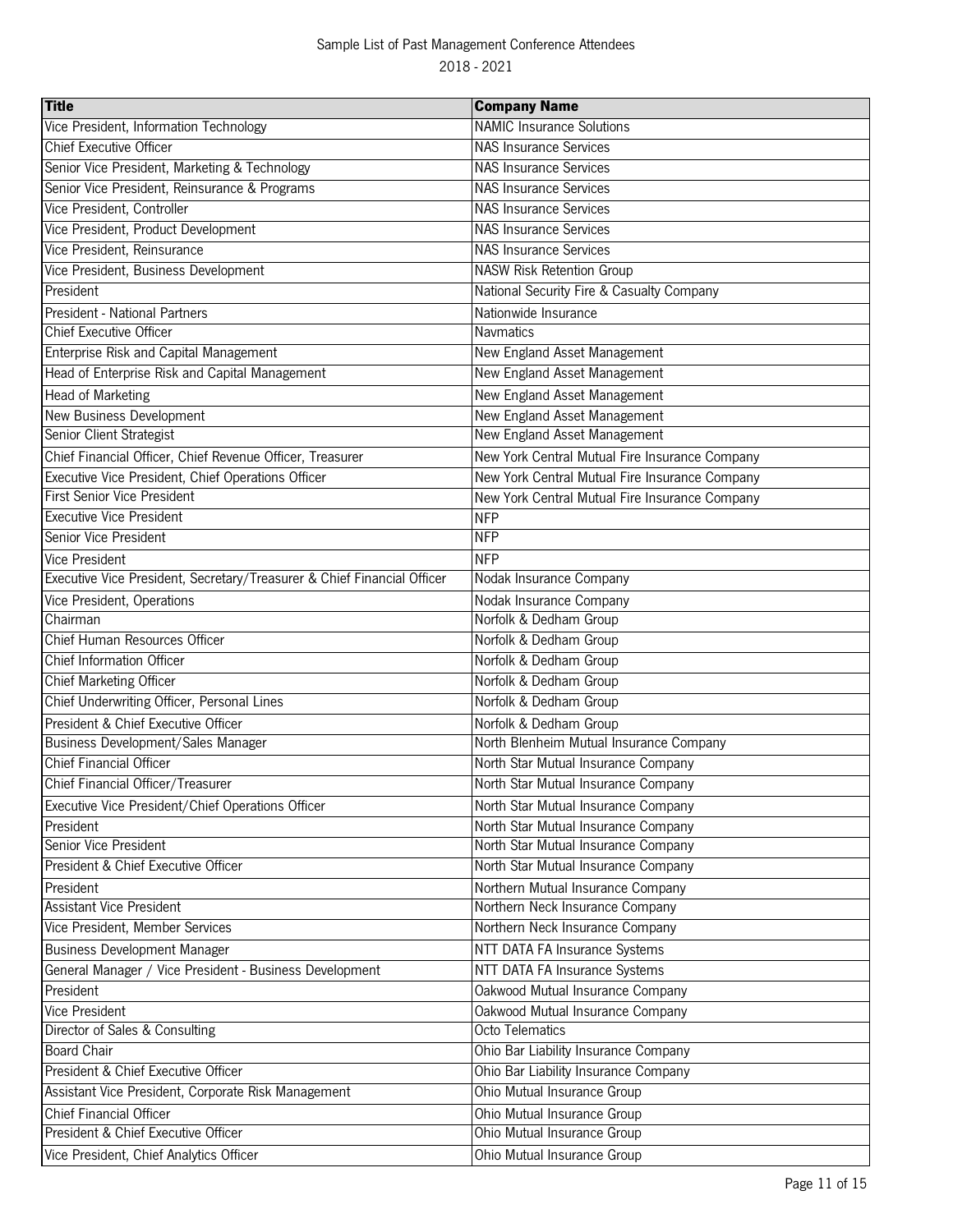Sample List of Past Management Conference Attendees

2018 - 2021

| Title | Company Name |
|---|---|
| Vice President, Information Technology | NAMIC Insurance Solutions |
| Chief Executive Officer | NAS Insurance Services |
| Senior Vice President, Marketing & Technology | NAS Insurance Services |
| Senior Vice President, Reinsurance & Programs | NAS Insurance Services |
| Vice President, Controller | NAS Insurance Services |
| Vice President, Product Development | NAS Insurance Services |
| Vice President, Reinsurance | NAS Insurance Services |
| Vice President, Business Development | NASW Risk Retention Group |
| President | National Security Fire & Casualty Company |
| President - National Partners | Nationwide Insurance |
| Chief Executive Officer | Navmatics |
| Enterprise Risk and Capital Management | New England Asset Management |
| Head of Enterprise Risk and Capital Management | New England Asset Management |
| Head of Marketing | New England Asset Management |
| New Business Development | New England Asset Management |
| Senior Client Strategist | New England Asset Management |
| Chief Financial Officer, Chief Revenue Officer, Treasurer | New York Central Mutual Fire Insurance Company |
| Executive Vice President, Chief Operations Officer | New York Central Mutual Fire Insurance Company |
| First Senior Vice President | New York Central Mutual Fire Insurance Company |
| Executive Vice President | NFP |
| Senior Vice President | NFP |
| Vice President | NFP |
| Executive Vice President, Secretary/Treasurer & Chief Financial Officer | Nodak Insurance Company |
| Vice President, Operations | Nodak Insurance Company |
| Chairman | Norfolk & Dedham Group |
| Chief Human Resources Officer | Norfolk & Dedham Group |
| Chief Information Officer | Norfolk & Dedham Group |
| Chief Marketing Officer | Norfolk & Dedham Group |
| Chief Underwriting Officer, Personal Lines | Norfolk & Dedham Group |
| President & Chief Executive Officer | Norfolk & Dedham Group |
| Business Development/Sales Manager | North Blenheim Mutual Insurance Company |
| Chief Financial Officer | North Star Mutual Insurance Company |
| Chief Financial Officer/Treasurer | North Star Mutual Insurance Company |
| Executive Vice President/Chief Operations Officer | North Star Mutual Insurance Company |
| President | North Star Mutual Insurance Company |
| Senior Vice President | North Star Mutual Insurance Company |
| President & Chief Executive Officer | North Star Mutual Insurance Company |
| President | Northern Mutual Insurance Company |
| Assistant Vice President | Northern Neck Insurance Company |
| Vice President, Member Services | Northern Neck Insurance Company |
| Business Development Manager | NTT DATA FA Insurance Systems |
| General Manager / Vice President - Business Development | NTT DATA FA Insurance Systems |
| President | Oakwood Mutual Insurance Company |
| Vice President | Oakwood Mutual Insurance Company |
| Director of Sales & Consulting | Octo Telematics |
| Board Chair | Ohio Bar Liability Insurance Company |
| President & Chief Executive Officer | Ohio Bar Liability Insurance Company |
| Assistant Vice President, Corporate Risk Management | Ohio Mutual Insurance Group |
| Chief Financial Officer | Ohio Mutual Insurance Group |
| President & Chief Executive Officer | Ohio Mutual Insurance Group |
| Vice President, Chief Analytics Officer | Ohio Mutual Insurance Group |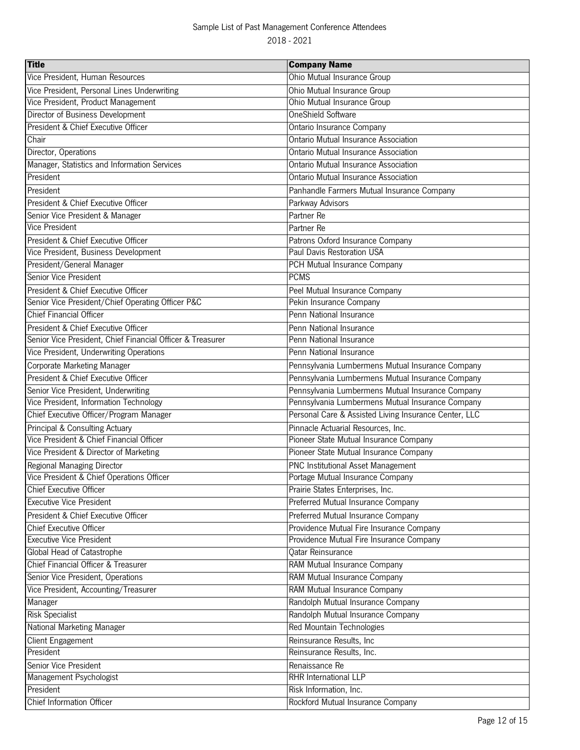Sample List of Past Management Conference Attendees

2018 - 2021

| Title | Company Name |
|---|---|
| Vice President, Human Resources | Ohio Mutual Insurance Group |
| Vice President, Personal Lines Underwriting | Ohio Mutual Insurance Group |
| Vice President, Product Management | Ohio Mutual Insurance Group |
| Director of Business Development | OneShield Software |
| President & Chief Executive Officer | Ontario Insurance Company |
| Chair | Ontario Mutual Insurance Association |
| Director, Operations | Ontario Mutual Insurance Association |
| Manager, Statistics and Information Services | Ontario Mutual Insurance Association |
| President | Ontario Mutual Insurance Association |
| President | Panhandle Farmers Mutual Insurance Company |
| President & Chief Executive Officer | Parkway Advisors |
| Senior Vice President & Manager | Partner Re |
| Vice President | Partner Re |
| President & Chief Executive Officer | Patrons Oxford Insurance Company |
| Vice President, Business Development | Paul Davis Restoration USA |
| President/General Manager | PCH Mutual Insurance Company |
| Senior Vice President | PCMS |
| President & Chief Executive Officer | Peel Mutual Insurance Company |
| Senior Vice President/Chief Operating Officer P&C | Pekin Insurance Company |
| Chief Financial Officer | Penn National Insurance |
| President & Chief Executive Officer | Penn National Insurance |
| Senior Vice President, Chief Financial Officer & Treasurer | Penn National Insurance |
| Vice President, Underwriting Operations | Penn National Insurance |
| Corporate Marketing Manager | Pennsylvania Lumbermens Mutual Insurance Company |
| President & Chief Executive Officer | Pennsylvania Lumbermens Mutual Insurance Company |
| Senior Vice President, Underwriting | Pennsylvania Lumbermens Mutual Insurance Company |
| Vice President, Information Technology | Pennsylvania Lumbermens Mutual Insurance Company |
| Chief Executive Officer/Program Manager | Personal Care & Assisted Living Insurance Center, LLC |
| Principal & Consulting Actuary | Pinnacle Actuarial Resources, Inc. |
| Vice President & Chief Financial Officer | Pioneer State Mutual Insurance Company |
| Vice President & Director of Marketing | Pioneer State Mutual Insurance Company |
| Regional Managing Director | PNC Institutional Asset Management |
| Vice President & Chief Operations Officer | Portage Mutual Insurance Company |
| Chief Executive Officer | Prairie States Enterprises, Inc. |
| Executive Vice President | Preferred Mutual Insurance Company |
| President & Chief Executive Officer | Preferred Mutual Insurance Company |
| Chief Executive Officer | Providence Mutual Fire Insurance Company |
| Executive Vice President | Providence Mutual Fire Insurance Company |
| Global Head of Catastrophe | Qatar Reinsurance |
| Chief Financial Officer & Treasurer | RAM Mutual Insurance Company |
| Senior Vice President, Operations | RAM Mutual Insurance Company |
| Vice President, Accounting/Treasurer | RAM Mutual Insurance Company |
| Manager | Randolph Mutual Insurance Company |
| Risk Specialist | Randolph Mutual Insurance Company |
| National Marketing Manager | Red Mountain Technologies |
| Client Engagement | Reinsurance Results, Inc |
| President | Reinsurance Results, Inc. |
| Senior Vice President | Renaissance Re |
| Management Psychologist | RHR International LLP |
| President | Risk Information, Inc. |
| Chief Information Officer | Rockford Mutual Insurance Company |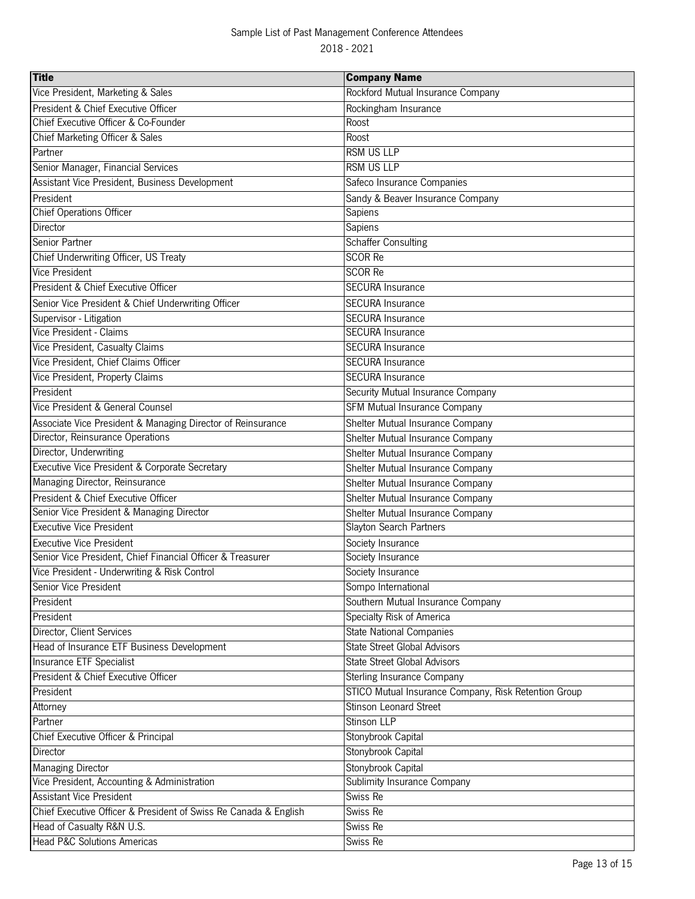Sample List of Past Management Conference Attendees

2018 - 2021

| Title | Company Name |
|---|---|
| Vice President, Marketing & Sales | Rockford Mutual Insurance Company |
| President & Chief Executive Officer | Rockingham Insurance |
| Chief Executive Officer & Co-Founder | Roost |
| Chief Marketing Officer & Sales | Roost |
| Partner | RSM US LLP |
| Senior Manager, Financial Services | RSM US LLP |
| Assistant Vice President, Business Development | Safeco Insurance Companies |
| President | Sandy & Beaver Insurance Company |
| Chief Operations Officer | Sapiens |
| Director | Sapiens |
| Senior Partner | Schaffer Consulting |
| Chief Underwriting Officer, US Treaty | SCOR Re |
| Vice President | SCOR Re |
| President & Chief Executive Officer | SECURA Insurance |
| Senior Vice President & Chief Underwriting Officer | SECURA Insurance |
| Supervisor - Litigation | SECURA Insurance |
| Vice President - Claims | SECURA Insurance |
| Vice President, Casualty Claims | SECURA Insurance |
| Vice President, Chief Claims Officer | SECURA Insurance |
| Vice President, Property Claims | SECURA Insurance |
| President | Security Mutual Insurance Company |
| Vice President & General Counsel | SFM Mutual Insurance Company |
| Associate Vice President & Managing Director of Reinsurance | Shelter Mutual Insurance Company |
| Director, Reinsurance Operations | Shelter Mutual Insurance Company |
| Director, Underwriting | Shelter Mutual Insurance Company |
| Executive Vice President & Corporate Secretary | Shelter Mutual Insurance Company |
| Managing Director, Reinsurance | Shelter Mutual Insurance Company |
| President & Chief Executive Officer | Shelter Mutual Insurance Company |
| Senior Vice President & Managing Director | Shelter Mutual Insurance Company |
| Executive Vice President | Slayton Search Partners |
| Executive Vice President | Society Insurance |
| Senior Vice President, Chief Financial Officer & Treasurer | Society Insurance |
| Vice President - Underwriting & Risk Control | Society Insurance |
| Senior Vice President | Sompo International |
| President | Southern Mutual Insurance Company |
| President | Specialty Risk of America |
| Director, Client Services | State National Companies |
| Head of Insurance ETF Business Development | State Street Global Advisors |
| Insurance ETF Specialist | State Street Global Advisors |
| President & Chief Executive Officer | Sterling Insurance Company |
| President | STICO Mutual Insurance Company, Risk Retention Group |
| Attorney | Stinson Leonard Street |
| Partner | Stinson LLP |
| Chief Executive Officer & Principal | Stonybrook Capital |
| Director | Stonybrook Capital |
| Managing Director | Stonybrook Capital |
| Vice President, Accounting & Administration | Sublimity Insurance Company |
| Assistant Vice President | Swiss Re |
| Chief Executive Officer & President of Swiss Re Canada & English | Swiss Re |
| Head of Casualty R&N U.S. | Swiss Re |
| Head P&C Solutions Americas | Swiss Re |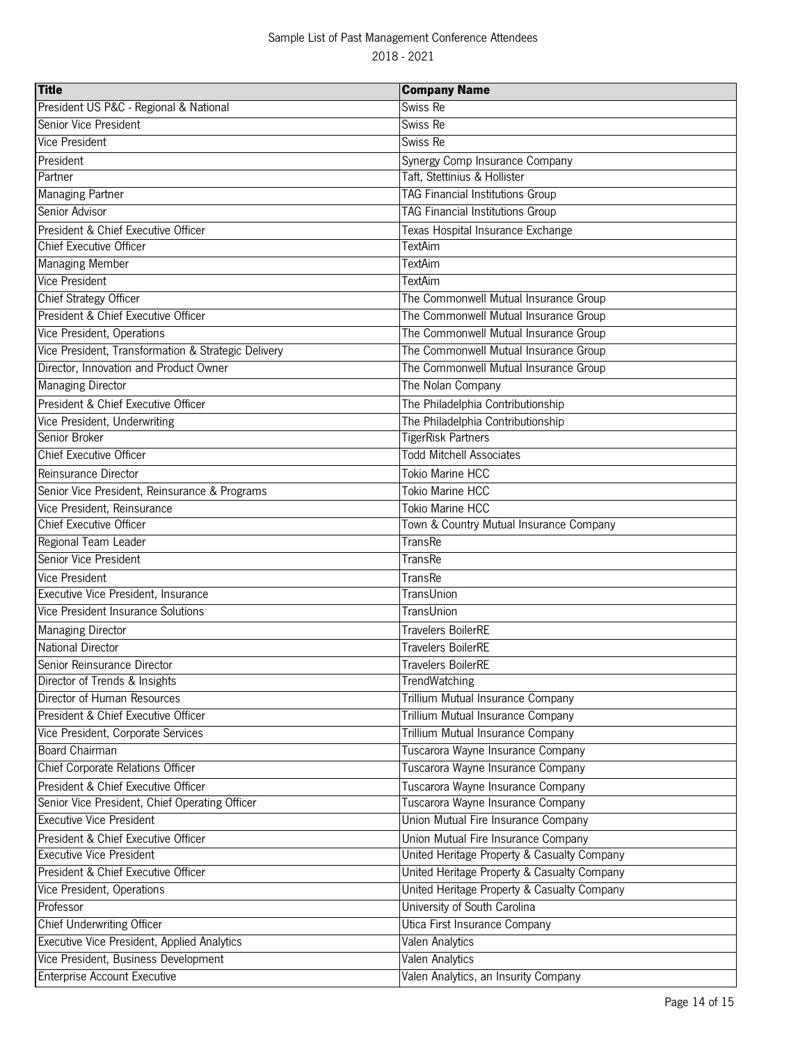Sample List of Past Management Conference Attendees

2018 - 2021

| Title | Company Name |
| --- | --- |
| President US P&C - Regional & National | Swiss Re |
| Senior Vice President | Swiss Re |
| Vice President | Swiss Re |
| President | Synergy Comp Insurance Company |
| Partner | Taft, Stettinius & Hollister |
| Managing Partner | TAG Financial Institutions Group |
| Senior Advisor | TAG Financial Institutions Group |
| President & Chief Executive Officer | Texas Hospital Insurance Exchange |
| Chief Executive Officer | TextAim |
| Managing Member | TextAim |
| Vice President | TextAim |
| Chief Strategy Officer | The Commonwell Mutual Insurance Group |
| President & Chief Executive Officer | The Commonwell Mutual Insurance Group |
| Vice President, Operations | The Commonwell Mutual Insurance Group |
| Vice President, Transformation & Strategic Delivery | The Commonwell Mutual Insurance Group |
| Director, Innovation and Product Owner | The Commonwell Mutual Insurance Group |
| Managing Director | The Nolan Company |
| President & Chief Executive Officer | The Philadelphia Contributionship |
| Vice President, Underwriting | The Philadelphia Contributionship |
| Senior Broker | TigerRisk Partners |
| Chief Executive Officer | Todd Mitchell Associates |
| Reinsurance Director | Tokio Marine HCC |
| Senior Vice President, Reinsurance & Programs | Tokio Marine HCC |
| Vice President, Reinsurance | Tokio Marine HCC |
| Chief Executive Officer | Town & Country Mutual Insurance Company |
| Regional Team Leader | TransRe |
| Senior Vice President | TransRe |
| Vice President | TransRe |
| Executive Vice President, Insurance | TransUnion |
| Vice President Insurance Solutions | TransUnion |
| Managing Director | Travelers BoilerRE |
| National Director | Travelers BoilerRE |
| Senior Reinsurance Director | Travelers BoilerRE |
| Director of Trends & Insights | TrendWatching |
| Director of Human Resources | Trillium Mutual Insurance Company |
| President & Chief Executive Officer | Trillium Mutual Insurance Company |
| Vice President, Corporate Services | Trillium Mutual Insurance Company |
| Board Chairman | Tuscarora Wayne Insurance Company |
| Chief Corporate Relations Officer | Tuscarora Wayne Insurance Company |
| President & Chief Executive Officer | Tuscarora Wayne Insurance Company |
| Senior Vice President, Chief Operating Officer | Tuscarora Wayne Insurance Company |
| Executive Vice President | Union Mutual Fire Insurance Company |
| President & Chief Executive Officer | Union Mutual Fire Insurance Company |
| Executive Vice President | United Heritage Property & Casualty Company |
| President & Chief Executive Officer | United Heritage Property & Casualty Company |
| Vice President, Operations | United Heritage Property & Casualty Company |
| Professor | University of South Carolina |
| Chief Underwriting Officer | Utica First Insurance Company |
| Executive Vice President, Applied Analytics | Valen Analytics |
| Vice President, Business Development | Valen Analytics |
| Enterprise Account Executive | Valen Analytics, an Insurity Company |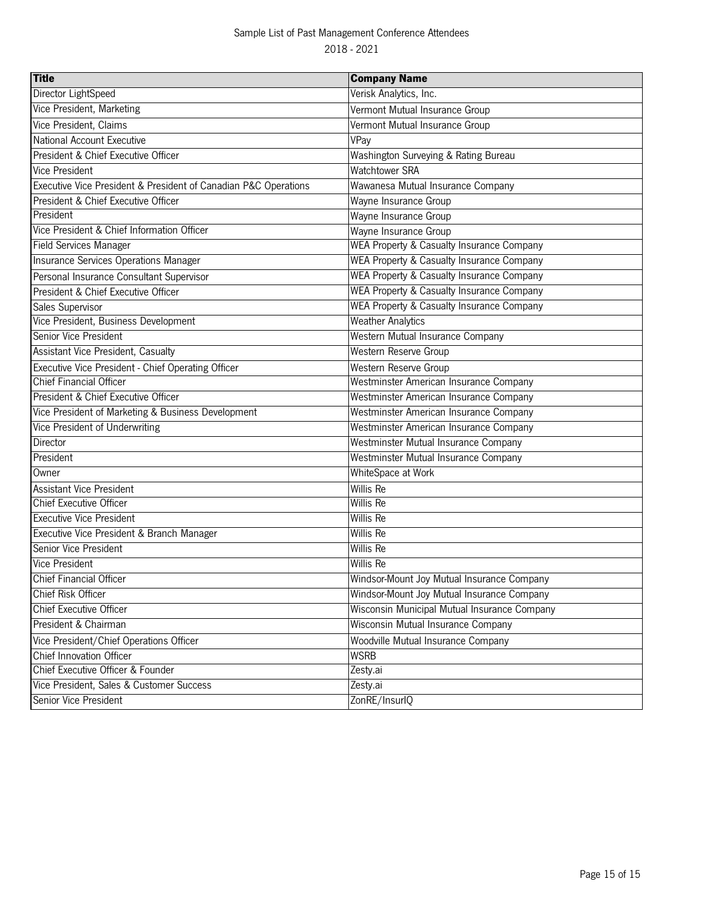Sample List of Past Management Conference Attendees

2018 - 2021

| Title | Company Name |
|---|---|
| Director LightSpeed | Verisk Analytics, Inc. |
| Vice President, Marketing | Vermont Mutual Insurance Group |
| Vice President, Claims | Vermont Mutual Insurance Group |
| National Account Executive | VPay |
| President & Chief Executive Officer | Washington Surveying & Rating Bureau |
| Vice President | Watchtower SRA |
| Executive Vice President & President of Canadian P&C Operations | Wawanesa Mutual Insurance Company |
| President & Chief Executive Officer | Wayne Insurance Group |
| President | Wayne Insurance Group |
| Vice President & Chief Information Officer | Wayne Insurance Group |
| Field Services Manager | WEA Property & Casualty Insurance Company |
| Insurance Services Operations Manager | WEA Property & Casualty Insurance Company |
| Personal Insurance Consultant Supervisor | WEA Property & Casualty Insurance Company |
| President & Chief Executive Officer | WEA Property & Casualty Insurance Company |
| Sales Supervisor | WEA Property & Casualty Insurance Company |
| Vice President, Business Development | Weather Analytics |
| Senior Vice President | Western Mutual Insurance Company |
| Assistant Vice President, Casualty | Western Reserve Group |
| Executive Vice President - Chief Operating Officer | Western Reserve Group |
| Chief Financial Officer | Westminster American Insurance Company |
| President & Chief Executive Officer | Westminster American Insurance Company |
| Vice President of Marketing & Business Development | Westminster American Insurance Company |
| Vice President of Underwriting | Westminster American Insurance Company |
| Director | Westminster Mutual Insurance Company |
| President | Westminster Mutual Insurance Company |
| Owner | WhiteSpace at Work |
| Assistant Vice President | Willis Re |
| Chief Executive Officer | Willis Re |
| Executive Vice President | Willis Re |
| Executive Vice President & Branch Manager | Willis Re |
| Senior Vice President | Willis Re |
| Vice President | Willis Re |
| Chief Financial Officer | Windsor-Mount Joy Mutual Insurance Company |
| Chief Risk Officer | Windsor-Mount Joy Mutual Insurance Company |
| Chief Executive Officer | Wisconsin Municipal Mutual Insurance Company |
| President & Chairman | Wisconsin Mutual Insurance Company |
| Vice President/Chief Operations Officer | Woodville Mutual Insurance Company |
| Chief Innovation Officer | WSRB |
| Chief Executive Officer & Founder | Zesty.ai |
| Vice President, Sales & Customer Success | Zesty.ai |
| Senior Vice President | ZonRE/InsurIQ |